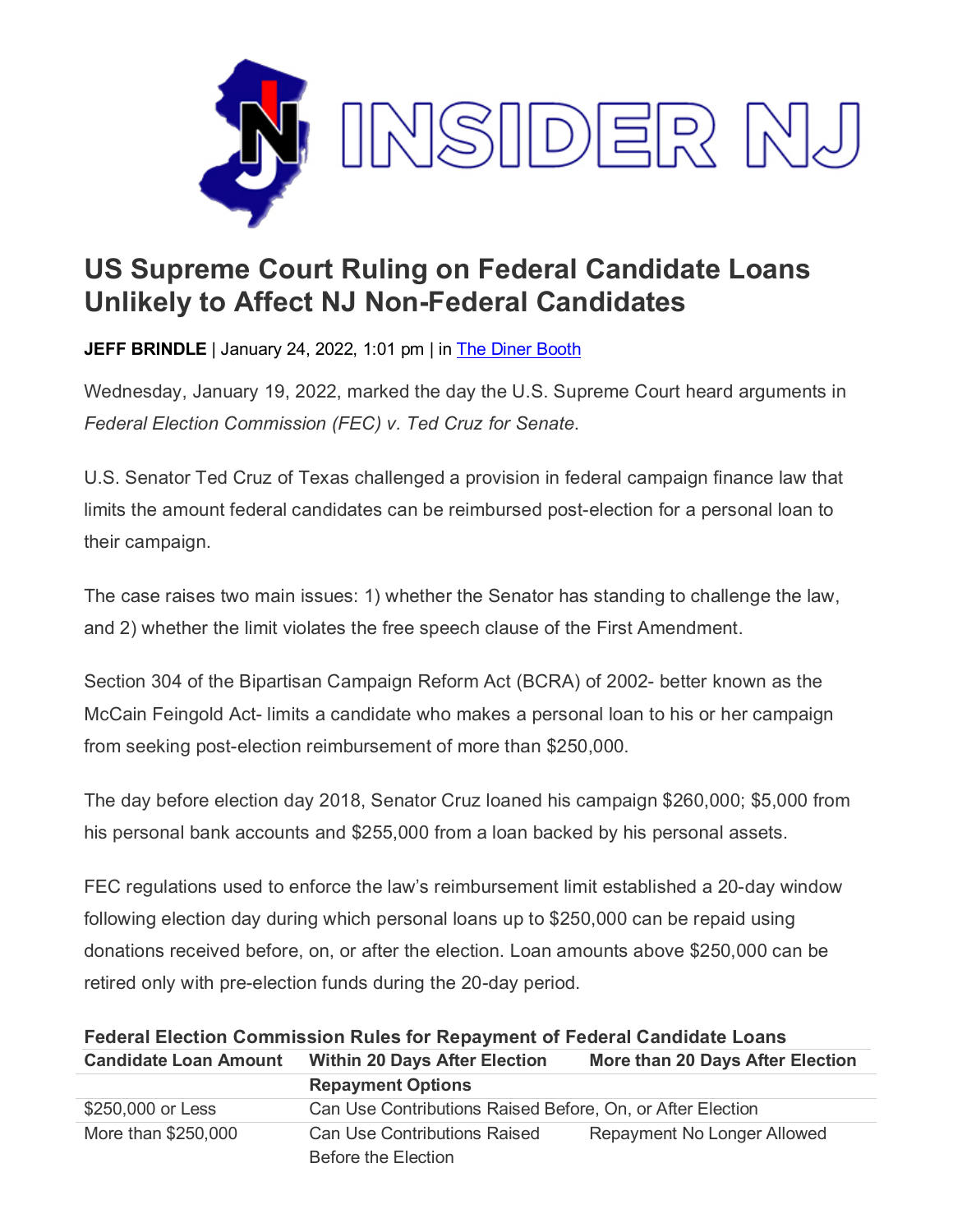# US Supreme Court Ruling on Federal Candidate Loans Unlikely to Affect NJ Non-Federal Candidates

**JEFF BRINDLE** | January 24, 2022, 1:01 pm | in The Diner Booth

Wednesday, January 19, 2022, marked the day the U.S. Supreme Court heard arguments in *Federal Election Commission (FEC) v. Ted Cruz for Senate*.

U.S. Senator Ted Cruz of Texas challenged a provision in federal campaign finance law that limits the amount federal candidates can be reimbursed post-election for a personal loan to their campaign.

The case raises two main issues: 1) whether the Senator has standing to challenge the law, and 2) whether the limit violates the free speech clause of the First Amendment.

Section 304 of the Bipartisan Campaign Reform Act (BCRA) of 2002- better known as the McCain Feingold Act- limits a candidate who makes a personal loan to his or her campaign from seeking post-election reimbursement of more than $250,000.

The day before election day 2018, Senator Cruz loaned his campaign $260,000; $5,000 from his personal bank accounts and $255,000 from a loan backed by his personal assets.

FEC regulations used to enforce the law's reimbursement limit established a 20-day window following election day during which personal loans up to $250,000 can be repaid using donations received before, on, or after the election. Loan amounts above $250,000 can be retired only with pre-election funds during the 20-day period.

**Federal Election Commission Rules for Repayment of Federal Candidate Loans**

| Candidate Loan Amount | Within 20 Days After Election | More than 20 Days After Election |
|---|---|---|
| | **Repayment Options** | |
| $250,000 or Less | Can Use Contributions Raised Before, On, or After Election | |
| More than $250,000 | Can Use Contributions Raised Before the Election | Repayment No Longer Allowed |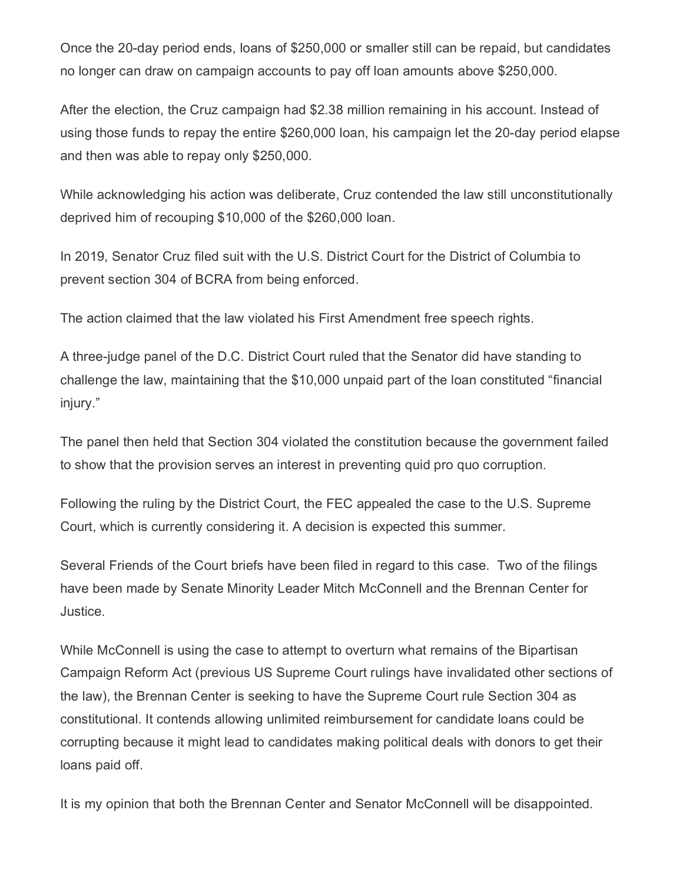Once the 20-day period ends, loans of $250,000 or smaller still can be repaid, but candidates no longer can draw on campaign accounts to pay off loan amounts above $250,000.

After the election, the Cruz campaign had $2.38 million remaining in his account. Instead of using those funds to repay the entire $260,000 loan, his campaign let the 20-day period elapse and then was able to repay only $250,000.

While acknowledging his action was deliberate, Cruz contended the law still unconstitutionally deprived him of recouping $10,000 of the $260,000 loan.

In 2019, Senator Cruz filed suit with the U.S. District Court for the District of Columbia to prevent section 304 of BCRA from being enforced.

The action claimed that the law violated his First Amendment free speech rights.

A three-judge panel of the D.C. District Court ruled that the Senator did have standing to challenge the law, maintaining that the $10,000 unpaid part of the loan constituted "financial injury."

The panel then held that Section 304 violated the constitution because the government failed to show that the provision serves an interest in preventing quid pro quo corruption.

Following the ruling by the District Court, the FEC appealed the case to the U.S. Supreme Court, which is currently considering it. A decision is expected this summer.

Several Friends of the Court briefs have been filed in regard to this case. Two of the filings have been made by Senate Minority Leader Mitch McConnell and the Brennan Center for Justice.

While McConnell is using the case to attempt to overturn what remains of the Bipartisan Campaign Reform Act (previous US Supreme Court rulings have invalidated other sections of the law), the Brennan Center is seeking to have the Supreme Court rule Section 304 as constitutional. It contends allowing unlimited reimbursement for candidate loans could be corrupting because it might lead to candidates making political deals with donors to get their loans paid off.

It is my opinion that both the Brennan Center and Senator McConnell will be disappointed.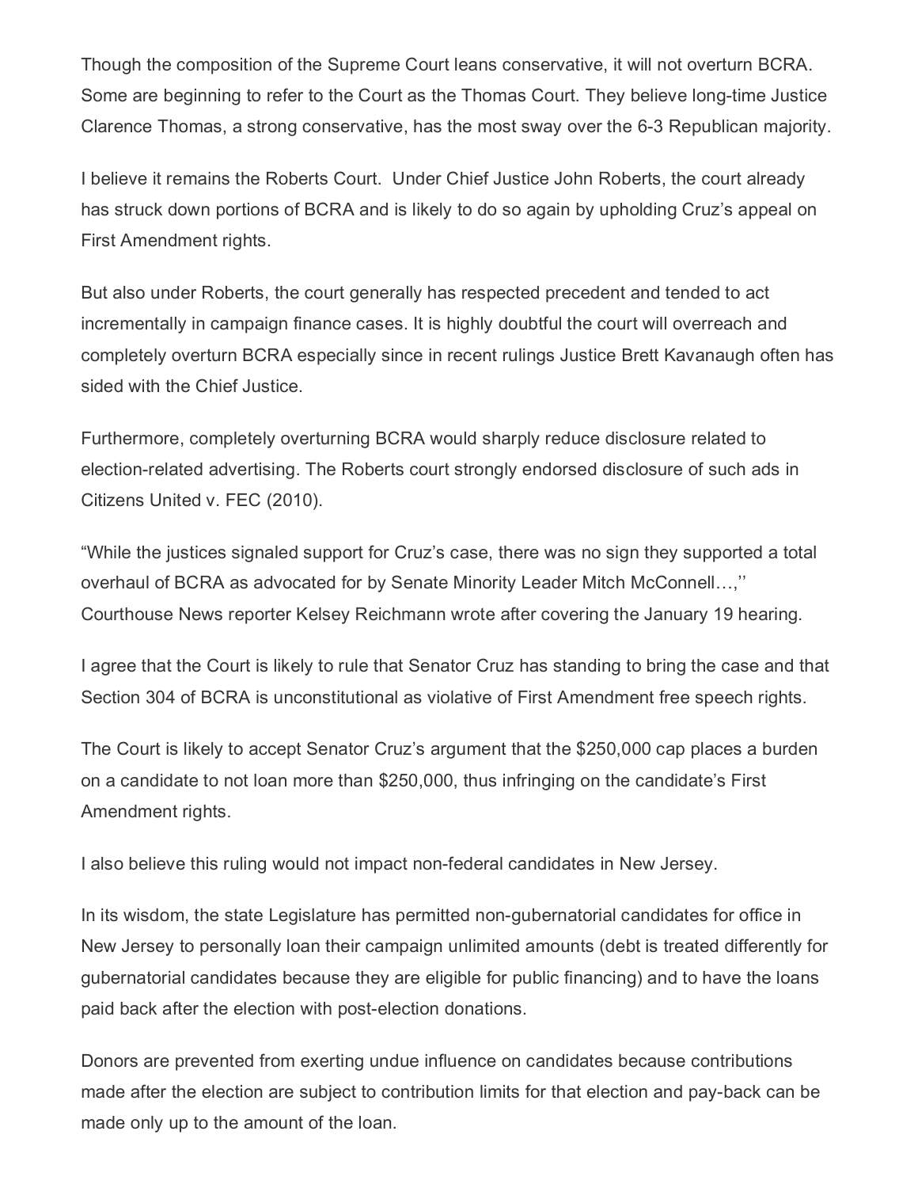Though the composition of the Supreme Court leans conservative, it will not overturn BCRA. Some are beginning to refer to the Court as the Thomas Court. They believe long-time Justice Clarence Thomas, a strong conservative, has the most sway over the 6-3 Republican majority.

I believe it remains the Roberts Court. Under Chief Justice John Roberts, the court already has struck down portions of BCRA and is likely to do so again by upholding Cruz's appeal on First Amendment rights.

But also under Roberts, the court generally has respected precedent and tended to act incrementally in campaign finance cases. It is highly doubtful the court will overreach and completely overturn BCRA especially since in recent rulings Justice Brett Kavanaugh often has sided with the Chief Justice.

Furthermore, completely overturning BCRA would sharply reduce disclosure related to election-related advertising. The Roberts court strongly endorsed disclosure of such ads in Citizens United v. FEC (2010).

"While the justices signaled support for Cruz's case, there was no sign they supported a total overhaul of BCRA as advocated for by Senate Minority Leader Mitch McConnell…,'' Courthouse News reporter Kelsey Reichmann wrote after covering the January 19 hearing.

I agree that the Court is likely to rule that Senator Cruz has standing to bring the case and that Section 304 of BCRA is unconstitutional as violative of First Amendment free speech rights.

The Court is likely to accept Senator Cruz's argument that the $250,000 cap places a burden on a candidate to not loan more than $250,000, thus infringing on the candidate's First Amendment rights.

I also believe this ruling would not impact non-federal candidates in New Jersey.

In its wisdom, the state Legislature has permitted non-gubernatorial candidates for office in New Jersey to personally loan their campaign unlimited amounts (debt is treated differently for gubernatorial candidates because they are eligible for public financing) and to have the loans paid back after the election with post-election donations.

Donors are prevented from exerting undue influence on candidates because contributions made after the election are subject to contribution limits for that election and pay-back can be made only up to the amount of the loan.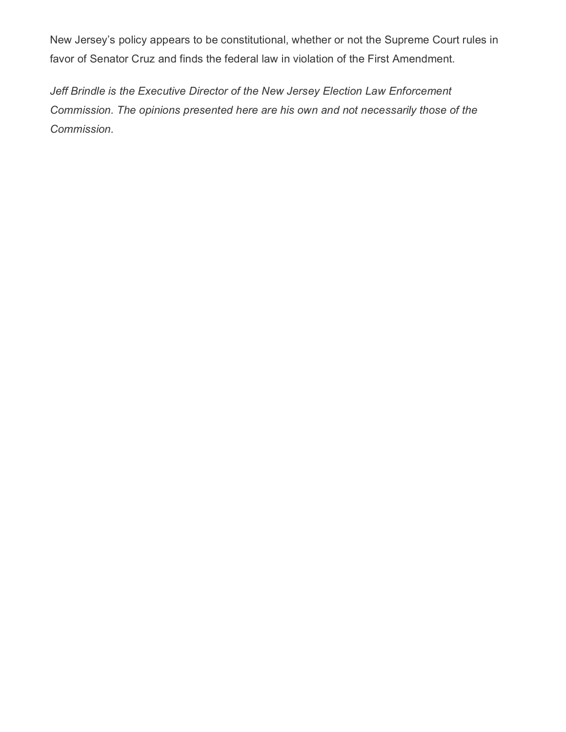New Jersey’s policy appears to be constitutional, whether or not the Supreme Court rules in favor of Senator Cruz and finds the federal law in violation of the First Amendment.

*Jeff Brindle is the Executive Director of the New Jersey Election Law Enforcement Commission. The opinions presented here are his own and not necessarily those of the Commission.*